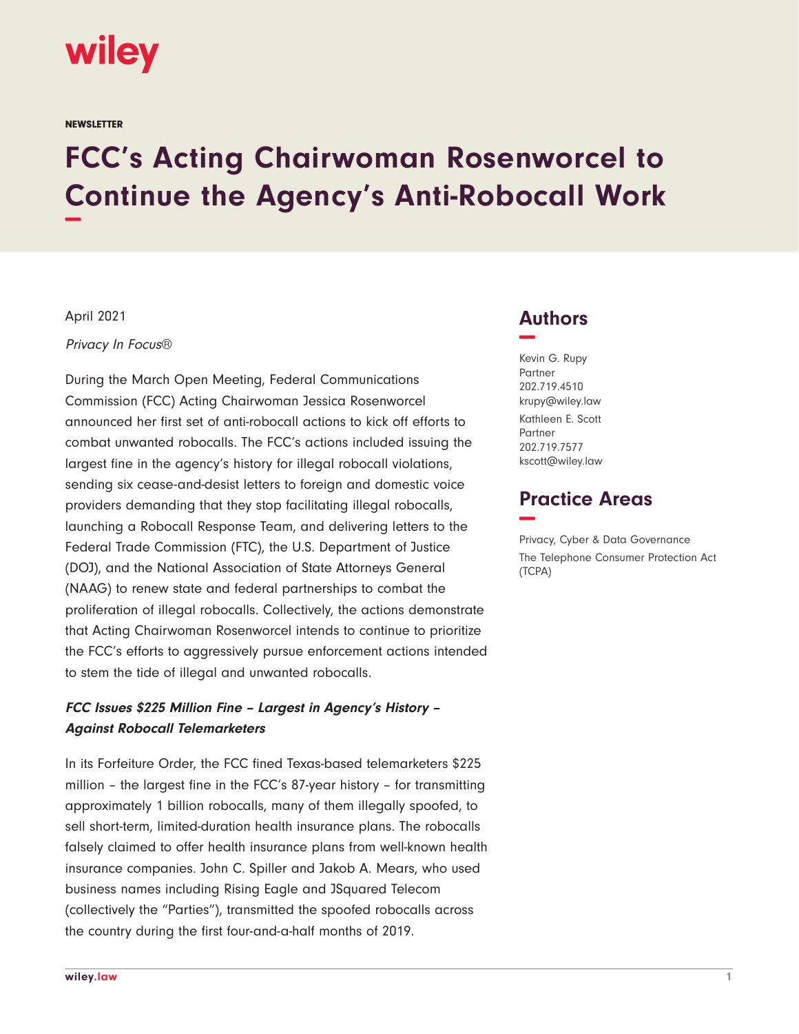NEWSLETTER

# FCC's Acting Chairwoman Rosenworcel to Continue the Agency's Anti-Robocall Work

April 2021

*Privacy In Focus®*

During the March Open Meeting, Federal Communications Commission (FCC) Acting Chairwoman Jessica Rosenworcel announced her first set of anti-robocall actions to kick off efforts to combat unwanted robocalls. The FCC's actions included issuing the largest fine in the agency's history for illegal robocall violations, sending six cease-and-desist letters to foreign and domestic voice providers demanding that they stop facilitating illegal robocalls, launching a Robocall Response Team, and delivering letters to the Federal Trade Commission (FTC), the U.S. Department of Justice (DOJ), and the National Association of State Attorneys General (NAAG) to renew state and federal partnerships to combat the proliferation of illegal robocalls. Collectively, the actions demonstrate that Acting Chairwoman Rosenworcel intends to continue to prioritize the FCC's efforts to aggressively pursue enforcement actions intended to stem the tide of illegal and unwanted robocalls.

### *FCC Issues $225 Million Fine – Largest in Agency's History – Against Robocall Telemarketers*

In its Forfeiture Order, the FCC fined Texas-based telemarketers $225 million – the largest fine in the FCC's 87-year history – for transmitting approximately 1 billion robocalls, many of them illegally spoofed, to sell short-term, limited-duration health insurance plans. The robocalls falsely claimed to offer health insurance plans from well-known health insurance companies. John C. Spiller and Jakob A. Mears, who used business names including Rising Eagle and JSquared Telecom (collectively the "Parties"), transmitted the spoofed robocalls across the country during the first four-and-a-half months of 2019.

## Authors

Kevin G. Rupy
Partner
202.719.4510
krupy@wiley.law

Kathleen E. Scott
Partner
202.719.7577
kscott@wiley.law

## Practice Areas

Privacy, Cyber & Data Governance
The Telephone Consumer Protection Act (TCPA)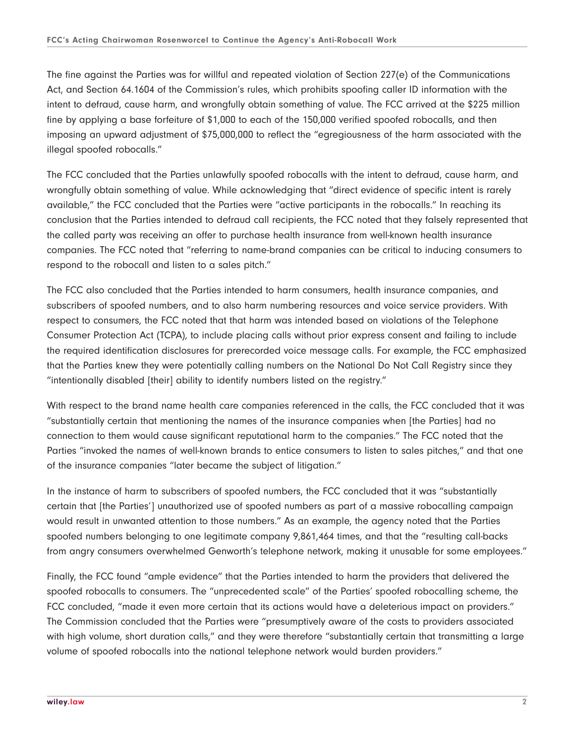The fine against the Parties was for willful and repeated violation of Section 227(e) of the Communications Act, and Section 64.1604 of the Commission's rules, which prohibits spoofing caller ID information with the intent to defraud, cause harm, and wrongfully obtain something of value. The FCC arrived at the $225 million fine by applying a base forfeiture of $1,000 to each of the 150,000 verified spoofed robocalls, and then imposing an upward adjustment of $75,000,000 to reflect the "egregiousness of the harm associated with the illegal spoofed robocalls."

The FCC concluded that the Parties unlawfully spoofed robocalls with the intent to defraud, cause harm, and wrongfully obtain something of value. While acknowledging that "direct evidence of specific intent is rarely available," the FCC concluded that the Parties were "active participants in the robocalls." In reaching its conclusion that the Parties intended to defraud call recipients, the FCC noted that they falsely represented that the called party was receiving an offer to purchase health insurance from well-known health insurance companies. The FCC noted that "referring to name-brand companies can be critical to inducing consumers to respond to the robocall and listen to a sales pitch."

The FCC also concluded that the Parties intended to harm consumers, health insurance companies, and subscribers of spoofed numbers, and to also harm numbering resources and voice service providers. With respect to consumers, the FCC noted that that harm was intended based on violations of the Telephone Consumer Protection Act (TCPA), to include placing calls without prior express consent and failing to include the required identification disclosures for prerecorded voice message calls. For example, the FCC emphasized that the Parties knew they were potentially calling numbers on the National Do Not Call Registry since they "intentionally disabled [their] ability to identify numbers listed on the registry."

With respect to the brand name health care companies referenced in the calls, the FCC concluded that it was "substantially certain that mentioning the names of the insurance companies when [the Parties] had no connection to them would cause significant reputational harm to the companies." The FCC noted that the Parties "invoked the names of well-known brands to entice consumers to listen to sales pitches," and that one of the insurance companies "later became the subject of litigation."

In the instance of harm to subscribers of spoofed numbers, the FCC concluded that it was "substantially certain that [the Parties'] unauthorized use of spoofed numbers as part of a massive robocalling campaign would result in unwanted attention to those numbers." As an example, the agency noted that the Parties spoofed numbers belonging to one legitimate company 9,861,464 times, and that the "resulting call-backs from angry consumers overwhelmed Genworth's telephone network, making it unusable for some employees."

Finally, the FCC found "ample evidence" that the Parties intended to harm the providers that delivered the spoofed robocalls to consumers. The "unprecedented scale" of the Parties' spoofed robocalling scheme, the FCC concluded, "made it even more certain that its actions would have a deleterious impact on providers." The Commission concluded that the Parties were "presumptively aware of the costs to providers associated with high volume, short duration calls," and they were therefore "substantially certain that transmitting a large volume of spoofed robocalls into the national telephone network would burden providers."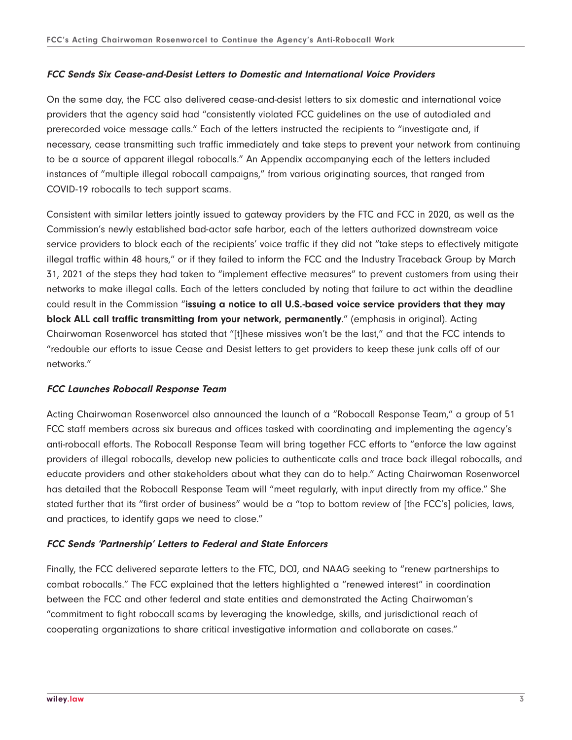### *FCC Sends Six Cease-and-Desist Letters to Domestic and International Voice Providers*

On the same day, the FCC also delivered cease-and-desist letters to six domestic and international voice providers that the agency said had "consistently violated FCC guidelines on the use of autodialed and prerecorded voice message calls." Each of the letters instructed the recipients to "investigate and, if necessary, cease transmitting such traffic immediately and take steps to prevent your network from continuing to be a source of apparent illegal robocalls." An Appendix accompanying each of the letters included instances of "multiple illegal robocall campaigns," from various originating sources, that ranged from COVID-19 robocalls to tech support scams.

Consistent with similar letters jointly issued to gateway providers by the FTC and FCC in 2020, as well as the Commission's newly established bad-actor safe harbor, each of the letters authorized downstream voice service providers to block each of the recipients' voice traffic if they did not "take steps to effectively mitigate illegal traffic within 48 hours," or if they failed to inform the FCC and the Industry Traceback Group by March 31, 2021 of the steps they had taken to "implement effective measures" to prevent customers from using their networks to make illegal calls. Each of the letters concluded by noting that failure to act within the deadline could result in the Commission "**issuing a notice to all U.S.-based voice service providers that they may block ALL call traffic transmitting from your network, permanently**." (emphasis in original). Acting Chairwoman Rosenworcel has stated that "[t]hese missives won't be the last," and that the FCC intends to "redouble our efforts to issue Cease and Desist letters to get providers to keep these junk calls off of our networks."

### *FCC Launches Robocall Response Team*

Acting Chairwoman Rosenworcel also announced the launch of a "Robocall Response Team," a group of 51 FCC staff members across six bureaus and offices tasked with coordinating and implementing the agency's anti-robocall efforts. The Robocall Response Team will bring together FCC efforts to "enforce the law against providers of illegal robocalls, develop new policies to authenticate calls and trace back illegal robocalls, and educate providers and other stakeholders about what they can do to help." Acting Chairwoman Rosenworcel has detailed that the Robocall Response Team will "meet regularly, with input directly from my office." She stated further that its "first order of business" would be a "top to bottom review of [the FCC's] policies, laws, and practices, to identify gaps we need to close."

### *FCC Sends 'Partnership' Letters to Federal and State Enforcers*

Finally, the FCC delivered separate letters to the FTC, DOJ, and NAAG seeking to "renew partnerships to combat robocalls." The FCC explained that the letters highlighted a "renewed interest" in coordination between the FCC and other federal and state entities and demonstrated the Acting Chairwoman's "commitment to fight robocall scams by leveraging the knowledge, skills, and jurisdictional reach of cooperating organizations to share critical investigative information and collaborate on cases."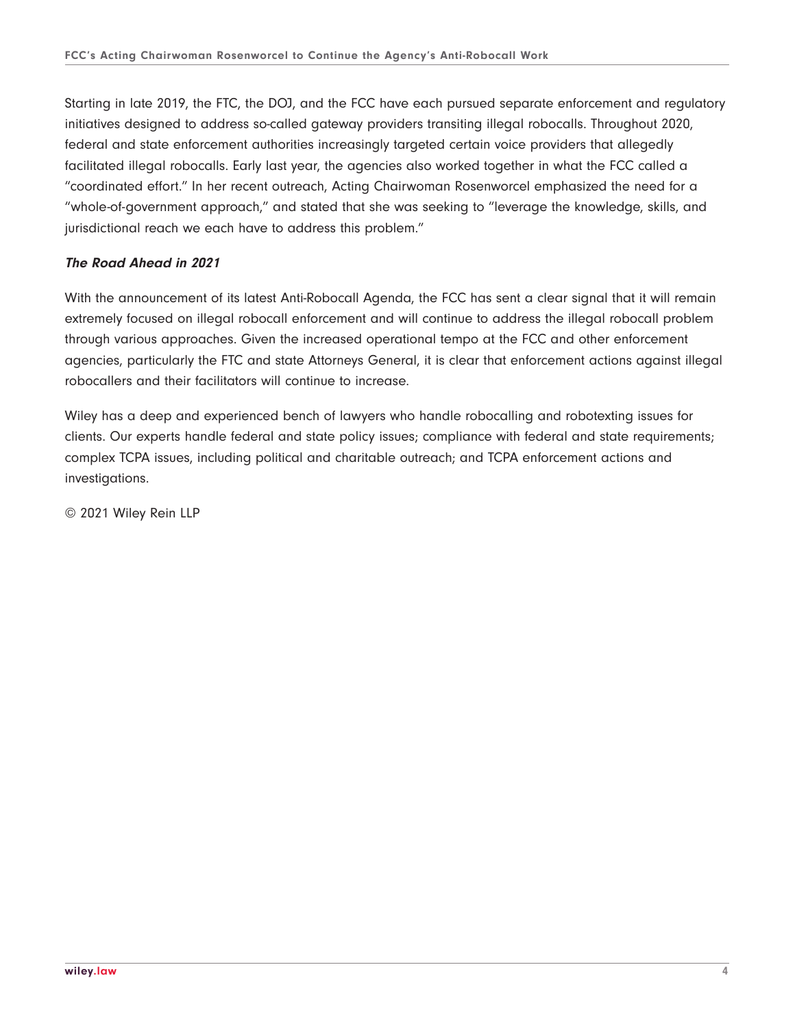Starting in late 2019, the FTC, the DOJ, and the FCC have each pursued separate enforcement and regulatory initiatives designed to address so-called gateway providers transiting illegal robocalls. Throughout 2020, federal and state enforcement authorities increasingly targeted certain voice providers that allegedly facilitated illegal robocalls. Early last year, the agencies also worked together in what the FCC called a "coordinated effort." In her recent outreach, Acting Chairwoman Rosenworcel emphasized the need for a "whole-of-government approach," and stated that she was seeking to "leverage the knowledge, skills, and jurisdictional reach we each have to address this problem."

***The Road Ahead in 2021***

With the announcement of its latest Anti-Robocall Agenda, the FCC has sent a clear signal that it will remain extremely focused on illegal robocall enforcement and will continue to address the illegal robocall problem through various approaches. Given the increased operational tempo at the FCC and other enforcement agencies, particularly the FTC and state Attorneys General, it is clear that enforcement actions against illegal robocallers and their facilitators will continue to increase.

Wiley has a deep and experienced bench of lawyers who handle robocalling and robotexting issues for clients. Our experts handle federal and state policy issues; compliance with federal and state requirements; complex TCPA issues, including political and charitable outreach; and TCPA enforcement actions and investigations.

© 2021 Wiley Rein LLP